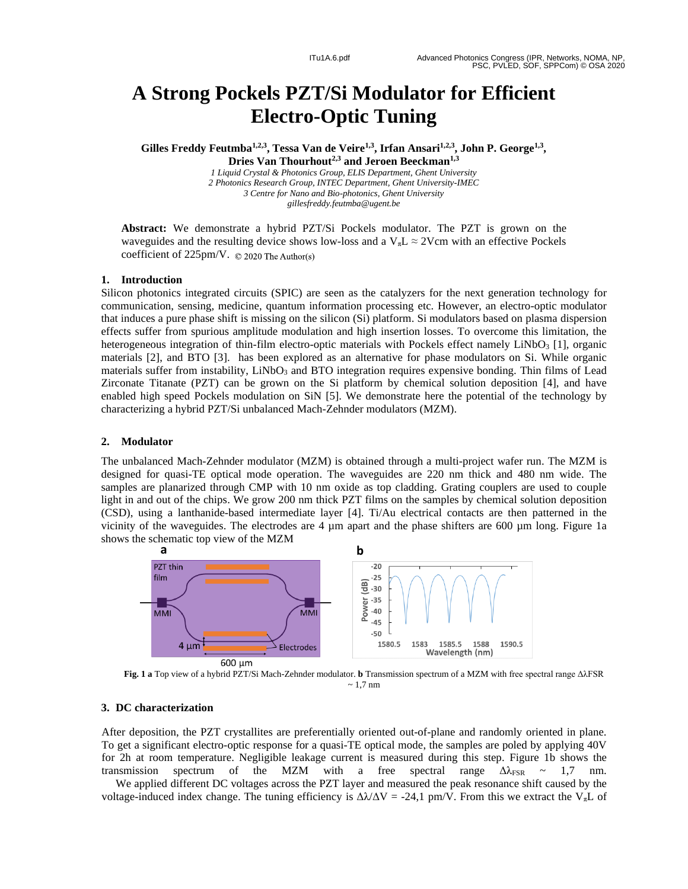# A Strong Pockels PZT/Si Modulator for Efficient Electro-Optic Tuning

**Gilles Freddy Feutmba[1,2,3], Tessa Van de Veire[1,3], Irfan Ansari[1,2,3], John P. George[1,3], Dries Van Thourhout[2,3] and Jeroen Beeckman[1,3]**

*1 Liquid Crystal & Photonics Group, ELIS Department, Ghent University*
*2 Photonics Research Group, INTEC Department, Ghent University-IMEC*
*3 Centre for Nano and Bio-photonics, Ghent University*
*gillesfreddy.feutmba@ugent.be*

**Abstract:** We demonstrate a hybrid PZT/Si Pockels modulator. The PZT is grown on the waveguides and the resulting device shows low-loss and a $V_\pi L \approx 2$Vcm with an effective Pockels coefficient of 225pm/V. © 2020 The Author(s)

## 1. Introduction

Silicon photonics integrated circuits (SPIC) are seen as the catalyzers for the next generation technology for communication, sensing, medicine, quantum information processing etc. However, an electro-optic modulator that induces a pure phase shift is missing on the silicon (Si) platform. Si modulators based on plasma dispersion effects suffer from spurious amplitude modulation and high insertion losses. To overcome this limitation, the heterogeneous integration of thin-film electro-optic materials with Pockels effect namely $LiNbO_3$ [1], organic materials [2], and BTO [3]. has been explored as an alternative for phase modulators on Si. While organic materials suffer from instability, $LiNbO_3$ and BTO integration requires expensive bonding. Thin films of Lead Zirconate Titanate (PZT) can be grown on the Si platform by chemical solution deposition [4], and have enabled high speed Pockels modulation on SiN [5]. We demonstrate here the potential of the technology by characterizing a hybrid PZT/Si unbalanced Mach-Zehnder modulators (MZM).

## 2. Modulator

The unbalanced Mach-Zehnder modulator (MZM) is obtained through a multi-project wafer run. The MZM is designed for quasi-TE optical mode operation. The waveguides are 220 nm thick and 480 nm wide. The samples are planarized through CMP with 10 nm oxide as top cladding. Grating couplers are used to couple light in and out of the chips. We grow 200 nm thick PZT films on the samples by chemical solution deposition (CSD), using a lanthanide-based intermediate layer [4]. Ti/Au electrical contacts are then patterned in the vicinity of the waveguides. The electrodes are 4 µm apart and the phase shifters are 600 µm long. Figure 1a shows the schematic top view of the MZM

**Fig. 1 a** Top view of a hybrid PZT/Si Mach-Zehnder modulator. **b** Transmission spectrum of a MZM with free spectral range $\Delta\lambda_{FSR}$ ~ 1,7 nm

## 3. DC characterization

After deposition, the PZT crystallites are preferentially oriented out-of-plane and randomly oriented in plane. To get a significant electro-optic response for a quasi-TE optical mode, the samples are poled by applying 40V for 2h at room temperature. Negligible leakage current is measured during this step. Figure 1b shows the transmission spectrum of the MZM with a free spectral range $\Delta\lambda_{FSR}$ ~ 1,7 nm.

We applied different DC voltages across the PZT layer and measured the peak resonance shift caused by the voltage-induced index change. The tuning efficiency is $\Delta\lambda/\Delta V$ = -24,1 pm/V. From this we extract the $V_\pi L$ of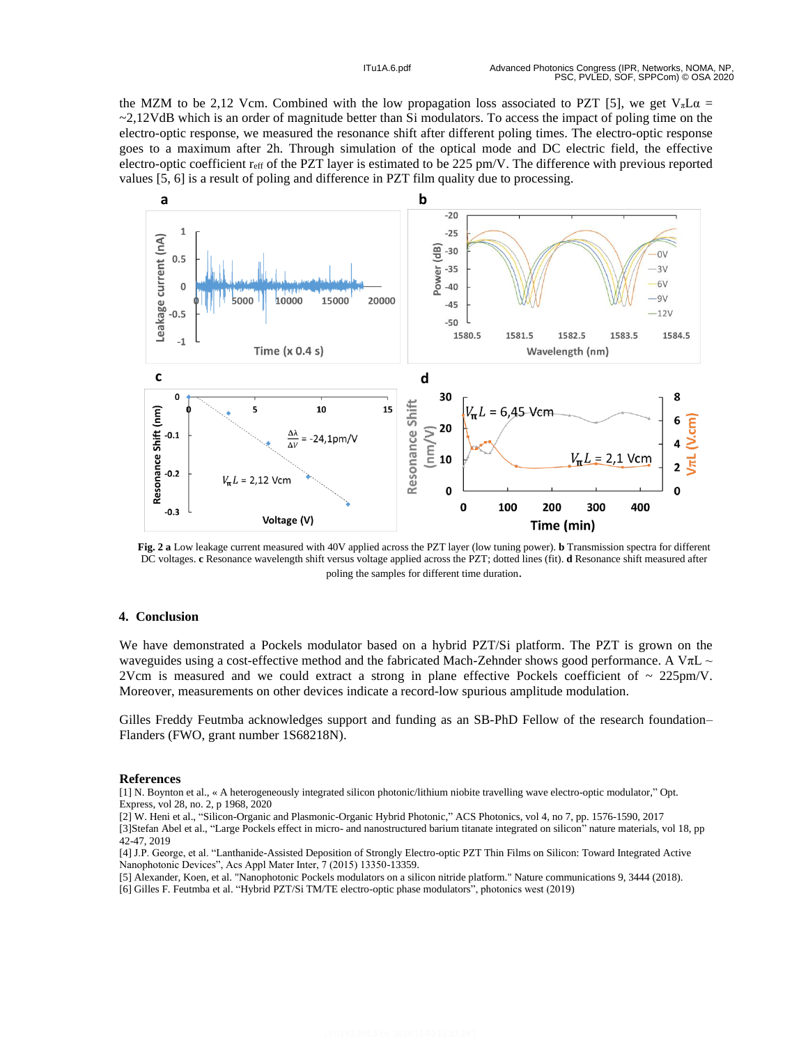the MZM to be 2,12 Vcm. Combined with the low propagation loss associated to PZT [5], we get $V_\pi L\alpha$ = ~2,12VdB which is an order of magnitude better than Si modulators. To access the impact of poling time on the electro-optic response, we measured the resonance shift after different poling times. The electro-optic response goes to a maximum after 2h. Through simulation of the optical mode and DC electric field, the effective electro-optic coefficient $r_{eff}$ of the PZT layer is estimated to be 225 pm/V. The difference with previous reported values [5, 6] is a result of poling and difference in PZT film quality due to processing.

a

Leakage current (nA)

1
0.5
0
-0.5
-1

0 5000 10000 15000 20000

Time (x 0.4 s)

b

Power (dB)

-20
-25
-30
-35
-40
-45
-50

1580.5 1581.5 1582.5 1583.5 1584.5

Wavelength (nm)

0V
3V
6V
9V
12V

c

Resonance Shift (nm)

0
-0.1
-0.2
-0.3

0 5 10 15

$\frac{\Delta\lambda}{\Delta V}$ = -24,1pm/V

$V_\pi L$ = 2,12 Vcm

Voltage (V)

d

Resonance Shift (nm/V)

30
20
10
0

0 100 200 300 400

Time (min)

$V_\pi L$ = 6,45 Vcm

$V_\pi L$ = 2,1 Vcm

VπL (V.cm)

8
6
4
2
0

**Fig. 2 a** Low leakage current measured with 40V applied across the PZT layer (low tuning power). **b** Transmission spectra for different DC voltages. **c** Resonance wavelength shift versus voltage applied across the PZT; dotted lines (fit). **d** Resonance shift measured after poling the samples for different time duration.

## 4. Conclusion

We have demonstrated a Pockels modulator based on a hybrid PZT/Si platform. The PZT is grown on the waveguides using a cost-effective method and the fabricated Mach-Zehnder shows good performance. A $V_\pi L$ ~ 2Vcm is measured and we could extract a strong in plane effective Pockels coefficient of ~ 225pm/V. Moreover, measurements on other devices indicate a record-low spurious amplitude modulation.

Gilles Freddy Feutmba acknowledges support and funding as an SB-PhD Fellow of the research foundation–Flanders (FWO, grant number 1S68218N).

## References

[1] N. Boynton et al., « A heterogeneously integrated silicon photonic/lithium niobite travelling wave electro-optic modulator," Opt. Express, vol 28, no. 2, p 1968, 2020

[2] W. Heni et al., "Silicon-Organic and Plasmonic-Organic Hybrid Photonic," ACS Photonics, vol 4, no 7, pp. 1576-1590, 2017

[3]Stefan Abel et al., "Large Pockels effect in micro- and nanostructured barium titanate integrated on silicon" nature materials, vol 18, pp 42-47, 2019

[4] J.P. George, et al. "Lanthanide-Assisted Deposition of Strongly Electro-optic PZT Thin Films on Silicon: Toward Integrated Active Nanophotonic Devices", Acs Appl Mater Inter, 7 (2015) 13350-13359.

[5] Alexander, Koen, et al. "Nanophotonic Pockels modulators on a silicon nitride platform." Nature communications 9, 3444 (2018).

[6] Gilles F. Feutmba et al. "Hybrid PZT/Si TM/TE electro-optic phase modulators", photonics west (2019)